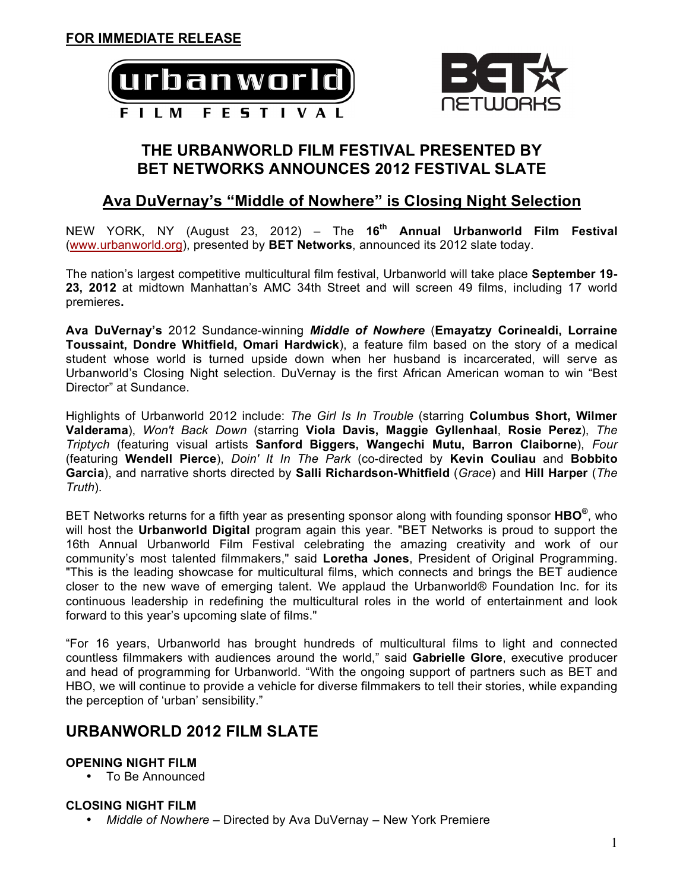**FOR IMMEDIATE RELEASE**

# THE URBANWORLD FILM FESTIVAL PRESENTED BY BET NETWORKS ANNOUNCES 2012 FESTIVAL SLATE

## Ava DuVernay's "Middle of Nowhere" is Closing Night Selection

NEW YORK, NY (August 23, 2012) – The **16th Annual Urbanworld Film Festival** (www.urbanworld.org), presented by **BET Networks**, announced its 2012 slate today.

The nation's largest competitive multicultural film festival, Urbanworld will take place **September 19-23, 2012** at midtown Manhattan's AMC 34th Street and will screen 49 films, including 17 world premieres**.**

**Ava DuVernay's** 2012 Sundance-winning ***Middle of Nowhere*** (**Emayatzy Corinealdi, Lorraine Toussaint, Dondre Whitfield, Omari Hardwick**), a feature film based on the story of a medical student whose world is turned upside down when her husband is incarcerated, will serve as Urbanworld's Closing Night selection. DuVernay is the first African American woman to win "Best Director" at Sundance.

Highlights of Urbanworld 2012 include: *The Girl Is In Trouble* (starring **Columbus Short, Wilmer Valderama**), *Won't Back Down* (starring **Viola Davis, Maggie Gyllenhaal**, **Rosie Perez**), *The Triptych* (featuring visual artists **Sanford Biggers, Wangechi Mutu, Barron Claiborne**), *Four* (featuring **Wendell Pierce**), *Doin' It In The Park* (co-directed by **Kevin Couliau** and **Bobbito Garcia**), and narrative shorts directed by **Salli Richardson-Whitfield** (*Grace*) and **Hill Harper** (*The Truth*).

BET Networks returns for a fifth year as presenting sponsor along with founding sponsor **HBO®**, who will host the **Urbanworld Digital** program again this year. "BET Networks is proud to support the 16th Annual Urbanworld Film Festival celebrating the amazing creativity and work of our community's most talented filmmakers," said **Loretha Jones**, President of Original Programming. "This is the leading showcase for multicultural films, which connects and brings the BET audience closer to the new wave of emerging talent. We applaud the Urbanworld® Foundation Inc. for its continuous leadership in redefining the multicultural roles in the world of entertainment and look forward to this year's upcoming slate of films."

"For 16 years, Urbanworld has brought hundreds of multicultural films to light and connected countless filmmakers with audiences around the world," said **Gabrielle Glore**, executive producer and head of programming for Urbanworld. "With the ongoing support of partners such as BET and HBO, we will continue to provide a vehicle for diverse filmmakers to tell their stories, while expanding the perception of 'urban' sensibility."

## URBANWORLD 2012 FILM SLATE

#### OPENING NIGHT FILM

- To Be Announced

#### CLOSING NIGHT FILM

- *Middle of Nowhere* – Directed by Ava DuVernay – New York Premiere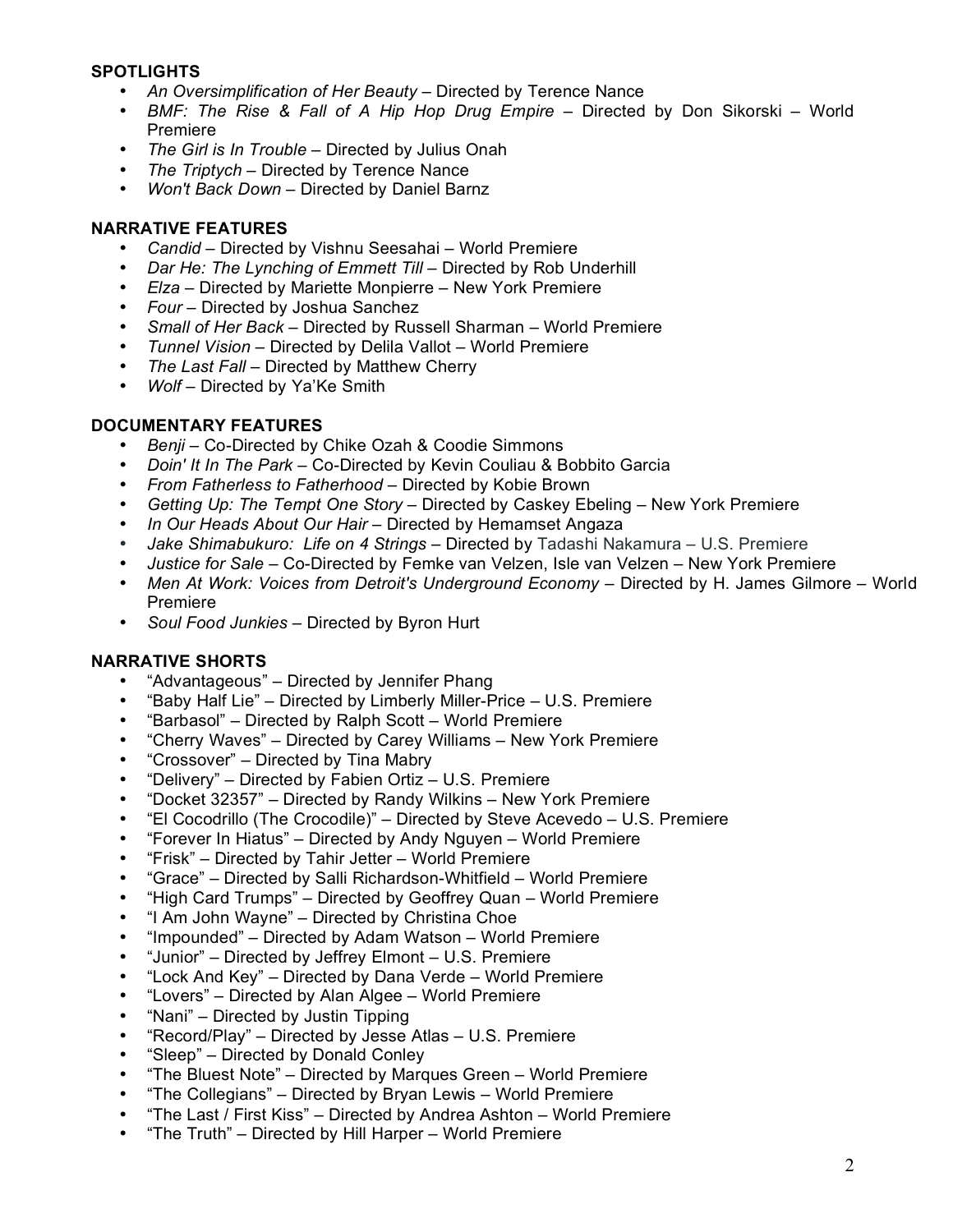## SPOTLIGHTS

- *An Oversimplification of Her Beauty* – Directed by Terence Nance
- *BMF: The Rise & Fall of A Hip Hop Drug Empire* – Directed by Don Sikorski – World Premiere
- *The Girl is In Trouble* – Directed by Julius Onah
- *The Triptych* – Directed by Terence Nance
- *Won't Back Down* – Directed by Daniel Barnz

## NARRATIVE FEATURES

- *Candid* – Directed by Vishnu Seesahai – World Premiere
- *Dar He: The Lynching of Emmett Till* – Directed by Rob Underhill
- *Elza* – Directed by Mariette Monpierre – New York Premiere
- *Four* – Directed by Joshua Sanchez
- *Small of Her Back* – Directed by Russell Sharman – World Premiere
- *Tunnel Vision* – Directed by Delila Vallot – World Premiere
- *The Last Fall* – Directed by Matthew Cherry
- *Wolf* – Directed by Ya'Ke Smith

## DOCUMENTARY FEATURES

- *Benji* – Co-Directed by Chike Ozah & Coodie Simmons
- *Doin' It In The Park* – Co-Directed by Kevin Couliau & Bobbito Garcia
- *From Fatherless to Fatherhood* – Directed by Kobie Brown
- *Getting Up: The Tempt One Story* – Directed by Caskey Ebeling – New York Premiere
- *In Our Heads About Our Hair* – Directed by Hemamset Angaza
- *Jake Shimabukuro: Life on 4 Strings* – Directed by Tadashi Nakamura – U.S. Premiere
- *Justice for Sale* – Co-Directed by Femke van Velzen, Isle van Velzen – New York Premiere
- *Men At Work: Voices from Detroit's Underground Economy* – Directed by H. James Gilmore – World Premiere
- *Soul Food Junkies* – Directed by Byron Hurt

## NARRATIVE SHORTS

- "Advantageous" – Directed by Jennifer Phang
- "Baby Half Lie" – Directed by Limberly Miller-Price – U.S. Premiere
- "Barbasol" – Directed by Ralph Scott – World Premiere
- "Cherry Waves" – Directed by Carey Williams – New York Premiere
- "Crossover" – Directed by Tina Mabry
- "Delivery" – Directed by Fabien Ortiz – U.S. Premiere
- "Docket 32357" – Directed by Randy Wilkins – New York Premiere
- "El Cocodrillo (The Crocodile)" – Directed by Steve Acevedo – U.S. Premiere
- "Forever In Hiatus" – Directed by Andy Nguyen – World Premiere
- "Frisk" – Directed by Tahir Jetter – World Premiere
- "Grace" – Directed by Salli Richardson-Whitfield – World Premiere
- "High Card Trumps" – Directed by Geoffrey Quan – World Premiere
- "I Am John Wayne" – Directed by Christina Choe
- "Impounded" – Directed by Adam Watson – World Premiere
- "Junior" – Directed by Jeffrey Elmont – U.S. Premiere
- "Lock And Key" – Directed by Dana Verde – World Premiere
- "Lovers" – Directed by Alan Algee – World Premiere
- "Nani" – Directed by Justin Tipping
- "Record/Play" – Directed by Jesse Atlas – U.S. Premiere
- "Sleep" – Directed by Donald Conley
- "The Bluest Note" – Directed by Marques Green – World Premiere
- "The Collegians" – Directed by Bryan Lewis – World Premiere
- "The Last / First Kiss" – Directed by Andrea Ashton – World Premiere
- "The Truth" – Directed by Hill Harper – World Premiere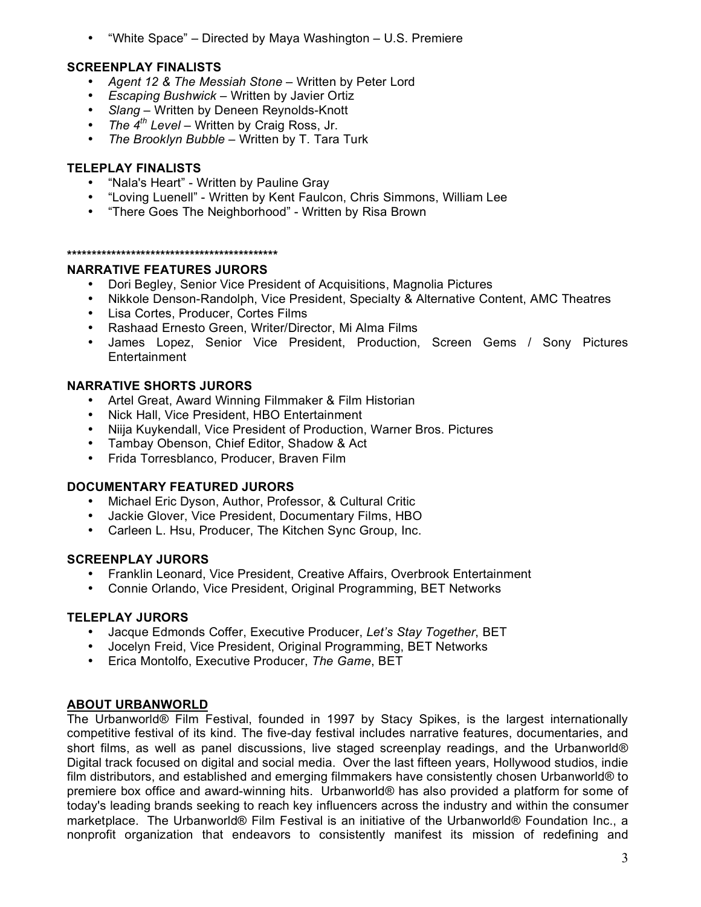- "White Space" – Directed by Maya Washington – U.S. Premiere

**SCREENPLAY FINALISTS**

- *Agent 12 & The Messiah Stone* – Written by Peter Lord
- *Escaping Bushwick* – Written by Javier Ortiz
- *Slang* – Written by Deneen Reynolds-Knott
- *The 4th Level* – Written by Craig Ross, Jr.
- *The Brooklyn Bubble* – Written by T. Tara Turk

**TELEPLAY FINALISTS**

- "Nala's Heart" - Written by Pauline Gray
- "Loving Luenell" - Written by Kent Faulcon, Chris Simmons, William Lee
- "There Goes The Neighborhood" - Written by Risa Brown

**********************************************

**NARRATIVE FEATURES JURORS**

- Dori Begley, Senior Vice President of Acquisitions, Magnolia Pictures
- Nikkole Denson-Randolph, Vice President, Specialty & Alternative Content, AMC Theatres
- Lisa Cortes, Producer, Cortes Films
- Rashaad Ernesto Green, Writer/Director, Mi Alma Films
- James Lopez, Senior Vice President, Production, Screen Gems / Sony Pictures Entertainment

**NARRATIVE SHORTS JURORS**

- Artel Great, Award Winning Filmmaker & Film Historian
- Nick Hall, Vice President, HBO Entertainment
- Niija Kuykendall, Vice President of Production, Warner Bros. Pictures
- Tambay Obenson, Chief Editor, Shadow & Act
- Frida Torresblanco, Producer, Braven Film

**DOCUMENTARY FEATURED JURORS**

- Michael Eric Dyson, Author, Professor, & Cultural Critic
- Jackie Glover, Vice President, Documentary Films, HBO
- Carleen L. Hsu, Producer, The Kitchen Sync Group, Inc.

**SCREENPLAY JURORS**

- Franklin Leonard, Vice President, Creative Affairs, Overbrook Entertainment
- Connie Orlando, Vice President, Original Programming, BET Networks

**TELEPLAY JURORS**

- Jacque Edmonds Coffer, Executive Producer, *Let's Stay Together*, BET
- Jocelyn Freid, Vice President, Original Programming, BET Networks
- Erica Montolfo, Executive Producer, *The Game*, BET

**ABOUT URBANWORLD**

The Urbanworld® Film Festival, founded in 1997 by Stacy Spikes, is the largest internationally competitive festival of its kind. The five-day festival includes narrative features, documentaries, and short films, as well as panel discussions, live staged screenplay readings, and the Urbanworld® Digital track focused on digital and social media. Over the last fifteen years, Hollywood studios, indie film distributors, and established and emerging filmmakers have consistently chosen Urbanworld® to premiere box office and award-winning hits. Urbanworld® has also provided a platform for some of today's leading brands seeking to reach key influencers across the industry and within the consumer marketplace. The Urbanworld® Film Festival is an initiative of the Urbanworld® Foundation Inc., a nonprofit organization that endeavors to consistently manifest its mission of redefining and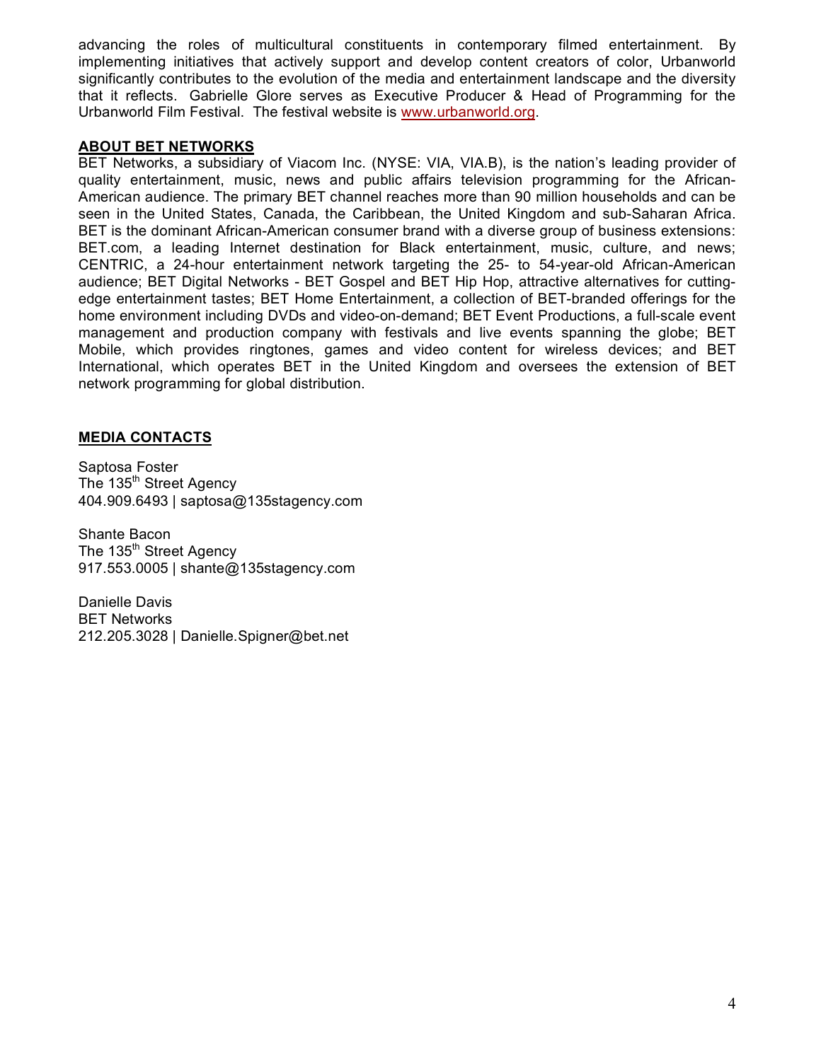advancing the roles of multicultural constituents in contemporary filmed entertainment. By implementing initiatives that actively support and develop content creators of color, Urbanworld significantly contributes to the evolution of the media and entertainment landscape and the diversity that it reflects. Gabrielle Glore serves as Executive Producer & Head of Programming for the Urbanworld Film Festival. The festival website is [www.urbanworld.org](http://www.urbanworld.org).

**ABOUT BET NETWORKS**

BET Networks, a subsidiary of Viacom Inc. (NYSE: VIA, VIA.B), is the nation's leading provider of quality entertainment, music, news and public affairs television programming for the African-American audience. The primary BET channel reaches more than 90 million households and can be seen in the United States, Canada, the Caribbean, the United Kingdom and sub-Saharan Africa. BET is the dominant African-American consumer brand with a diverse group of business extensions: BET.com, a leading Internet destination for Black entertainment, music, culture, and news; CENTRIC, a 24-hour entertainment network targeting the 25- to 54-year-old African-American audience; BET Digital Networks - BET Gospel and BET Hip Hop, attractive alternatives for cutting-edge entertainment tastes; BET Home Entertainment, a collection of BET-branded offerings for the home environment including DVDs and video-on-demand; BET Event Productions, a full-scale event management and production company with festivals and live events spanning the globe; BET Mobile, which provides ringtones, games and video content for wireless devices; and BET International, which operates BET in the United Kingdom and oversees the extension of BET network programming for global distribution.

**MEDIA CONTACTS**

Saptosa Foster
The 135th Street Agency
404.909.6493 | saptosa@135stagency.com

Shante Bacon
The 135th Street Agency
917.553.0005 | shante@135stagency.com

Danielle Davis
BET Networks
212.205.3028 | Danielle.Spigner@bet.net